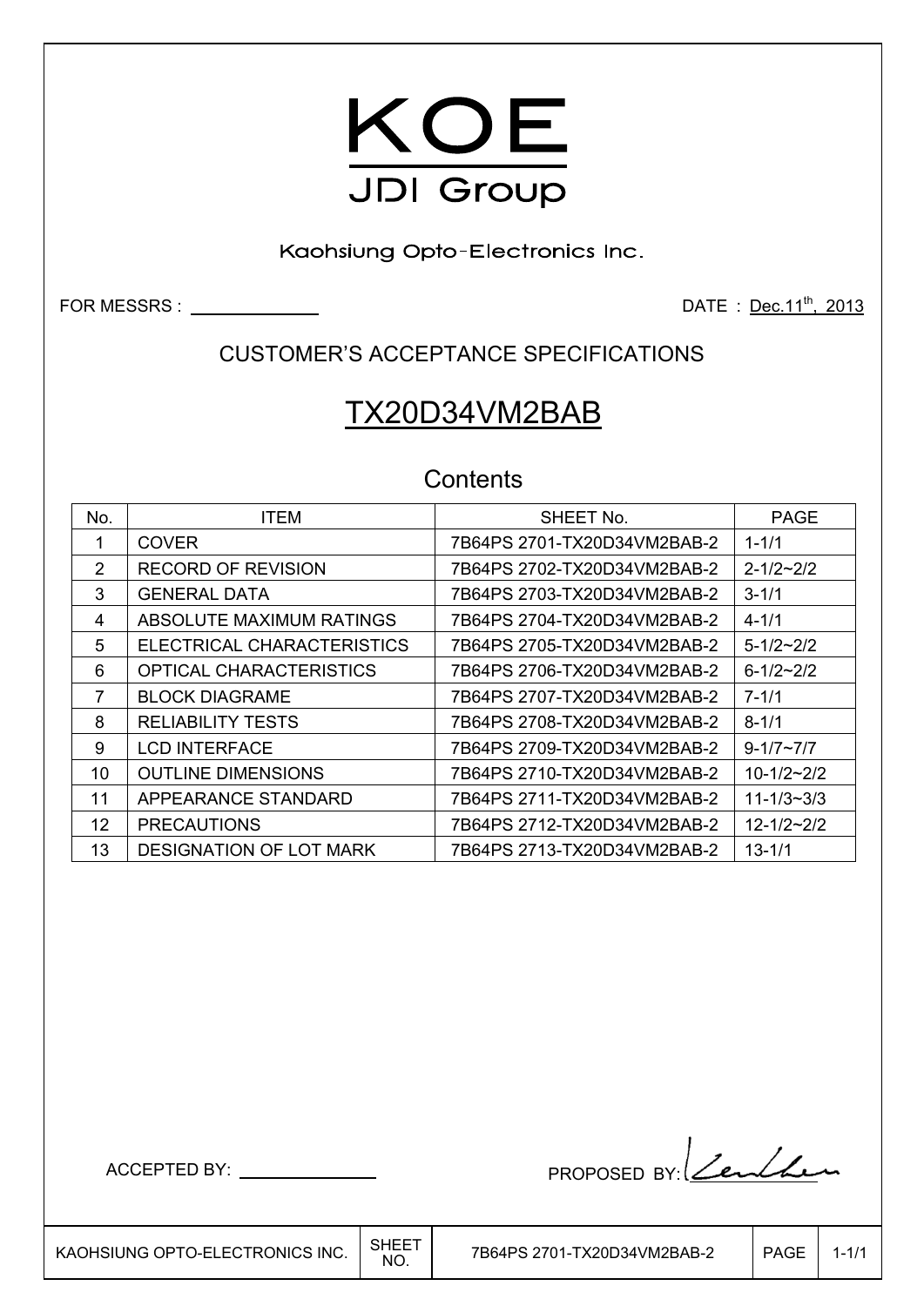# KOE

JDI Group

Kaohsiung Opto-Electronics Inc.

FOR MESSRS : ______________ DATE : Dec.11th, 2013

## CUSTOMER'S ACCEPTANCE SPECIFICATIONS

# TX20D34VM2BAB

## Contents

| No. | ITEM | SHEET No. | PAGE |
|---|---|---|---|
| 1 | COVER | 7B64PS 2701-TX20D34VM2BAB-2 | 1-1/1 |
| 2 | RECORD OF REVISION | 7B64PS 2702-TX20D34VM2BAB-2 | 2-1/2~2/2 |
| 3 | GENERAL DATA | 7B64PS 2703-TX20D34VM2BAB-2 | 3-1/1 |
| 4 | ABSOLUTE MAXIMUM RATINGS | 7B64PS 2704-TX20D34VM2BAB-2 | 4-1/1 |
| 5 | ELECTRICAL CHARACTERISTICS | 7B64PS 2705-TX20D34VM2BAB-2 | 5-1/2~2/2 |
| 6 | OPTICAL CHARACTERISTICS | 7B64PS 2706-TX20D34VM2BAB-2 | 6-1/2~2/2 |
| 7 | BLOCK DIAGRAME | 7B64PS 2707-TX20D34VM2BAB-2 | 7-1/1 |
| 8 | RELIABILITY TESTS | 7B64PS 2708-TX20D34VM2BAB-2 | 8-1/1 |
| 9 | LCD INTERFACE | 7B64PS 2709-TX20D34VM2BAB-2 | 9-1/7~7/7 |
| 10 | OUTLINE DIMENSIONS | 7B64PS 2710-TX20D34VM2BAB-2 | 10-1/2~2/2 |
| 11 | APPEARANCE STANDARD | 7B64PS 2711-TX20D34VM2BAB-2 | 11-1/3~3/3 |
| 12 | PRECAUTIONS | 7B64PS 2712-TX20D34VM2BAB-2 | 12-1/2~2/2 |
| 13 | DESIGNATION OF LOT MARK | 7B64PS 2713-TX20D34VM2BAB-2 | 13-1/1 |

ACCEPTED BY: ______________ PROPOSED BY: (signature)

| KAOHSIUNG OPTO-ELECTRONICS INC. | SHEET NO. | 7B64PS 2701-TX20D34VM2BAB-2 | PAGE | 1-1/1 |
|---|---|---|---|---|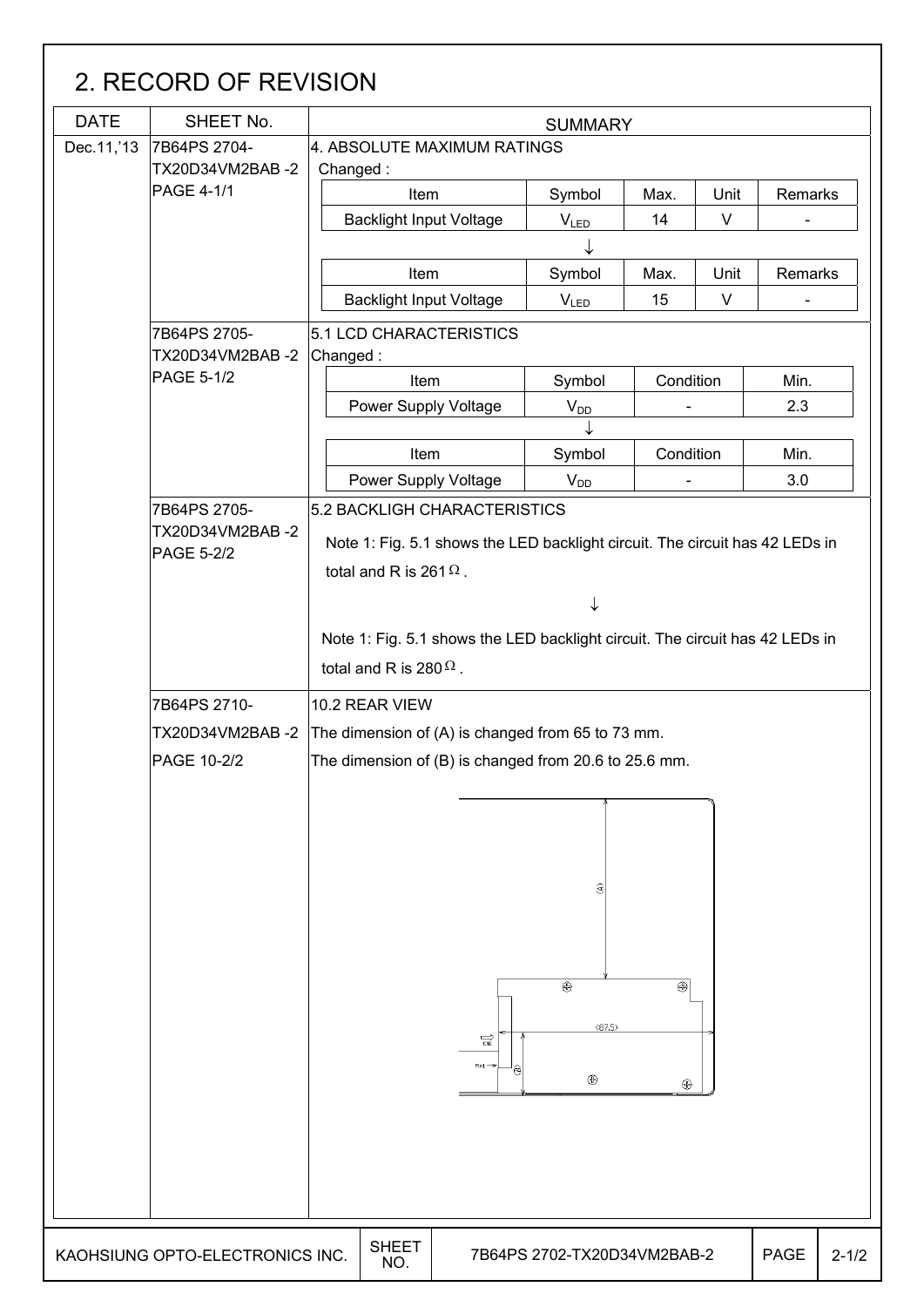## 2. RECORD OF REVISION

| DATE | SHEET No. | SUMMARY |
|---|---|---|
| Dec.11,'13 | 7B64PS 2704-TX20D34VM2BAB -2 PAGE 4-1/1 | 4. ABSOLUTE MAXIMUM RATINGS<br>Changed :<br>Item: Backlight Input Voltage, Symbol: $V_{LED}$, Max.: 14, Unit: V, Remarks: -<br>↓<br>Item: Backlight Input Voltage, Symbol: $V_{LED}$, Max.: 15, Unit: V, Remarks: - |
| | 7B64PS 2705-TX20D34VM2BAB -2 PAGE 5-1/2 | 5.1 LCD CHARACTERISTICS<br>Changed :<br>Item: Power Supply Voltage, Symbol: $V_{DD}$, Condition: -, Min.: 2.3<br>↓<br>Item: Power Supply Voltage, Symbol: $V_{DD}$, Condition: -, Min.: 3.0 |
| | 7B64PS 2705-TX20D34VM2BAB -2 PAGE 5-2/2 | 5.2 BACKLIGH CHARACTERISTICS<br>Note 1: Fig. 5.1 shows the LED backlight circuit. The circuit has 42 LEDs in total and R is 261Ω.<br>↓<br>Note 1: Fig. 5.1 shows the LED backlight circuit. The circuit has 42 LEDs in total and R is 280Ω. |
| | 7B64PS 2710-TX20D34VM2BAB -2 PAGE 10-2/2 | 10.2 REAR VIEW<br>The dimension of (A) is changed from 65 to 73 mm.<br>The dimension of (B) is changed from 20.6 to 25.6 mm. |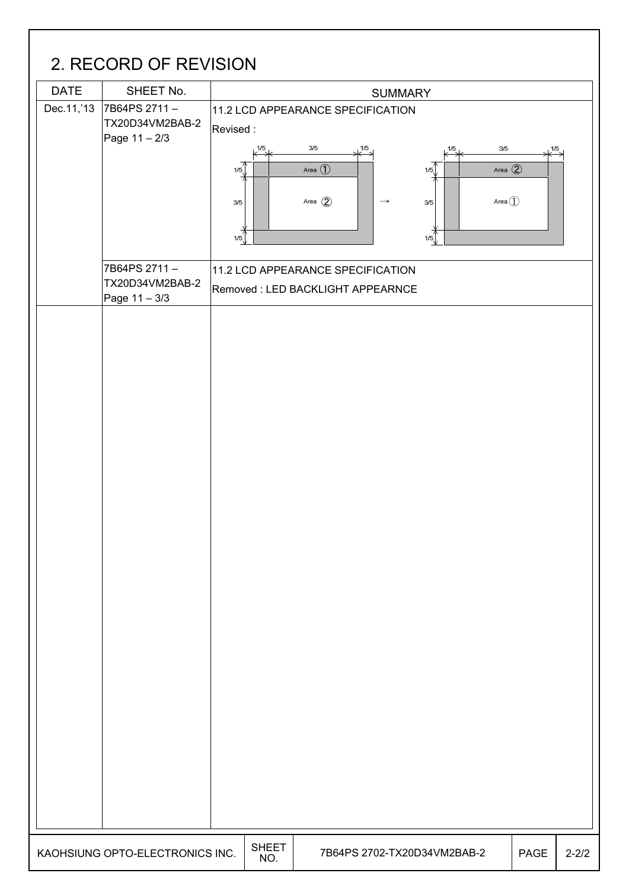## 2. RECORD OF REVISION

| DATE | SHEET No. | SUMMARY |
|---|---|---|
| Dec.11,'13 | 7B64PS 2711 – TX20D34VM2BAB-2 Page 11 – 2/3 | 11.2 LCD APPEARANCE SPECIFICATION<br>Revised :<br>1/5, 3/5, 1/5; Area ① (outer), Area ② (inner) → 1/5, 3/5, 1/5; Area ② (outer), Area ① (inner) |
| | 7B64PS 2711 – TX20D34VM2BAB-2 Page 11 – 3/3 | 11.2 LCD APPEARANCE SPECIFICATION<br>Removed : LED BACKLIGHT APPEARNCE |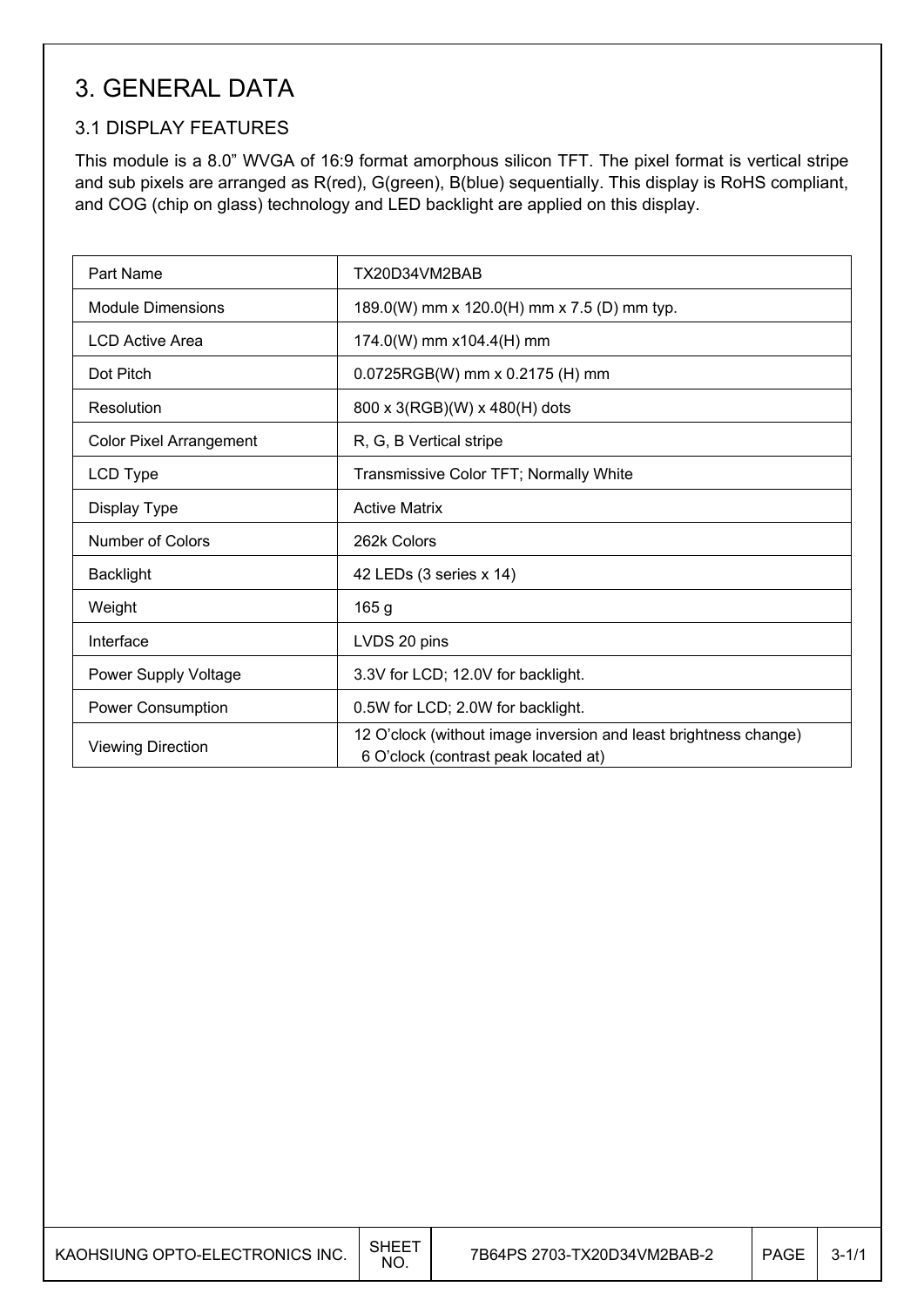# 3. GENERAL DATA

## 3.1 DISPLAY FEATURES

This module is a 8.0" WVGA of 16:9 format amorphous silicon TFT. The pixel format is vertical stripe and sub pixels are arranged as R(red), G(green), B(blue) sequentially. This display is RoHS compliant, and COG (chip on glass) technology and LED backlight are applied on this display.

| Part Name | TX20D34VM2BAB |
|---|---|
| Module Dimensions | 189.0(W) mm x 120.0(H) mm x 7.5 (D) mm typ. |
| LCD Active Area | 174.0(W) mm x104.4(H) mm |
| Dot Pitch | 0.0725RGB(W) mm x 0.2175 (H) mm |
| Resolution | 800 x 3(RGB)(W) x 480(H) dots |
| Color Pixel Arrangement | R, G, B Vertical stripe |
| LCD Type | Transmissive Color TFT; Normally White |
| Display Type | Active Matrix |
| Number of Colors | 262k Colors |
| Backlight | 42 LEDs (3 series x 14) |
| Weight | 165 g |
| Interface | LVDS 20 pins |
| Power Supply Voltage | 3.3V for LCD; 12.0V for backlight. |
| Power Consumption | 0.5W for LCD; 2.0W for backlight. |
| Viewing Direction | 12 O'clock (without image inversion and least brightness change)<br>6 O'clock (contrast peak located at) |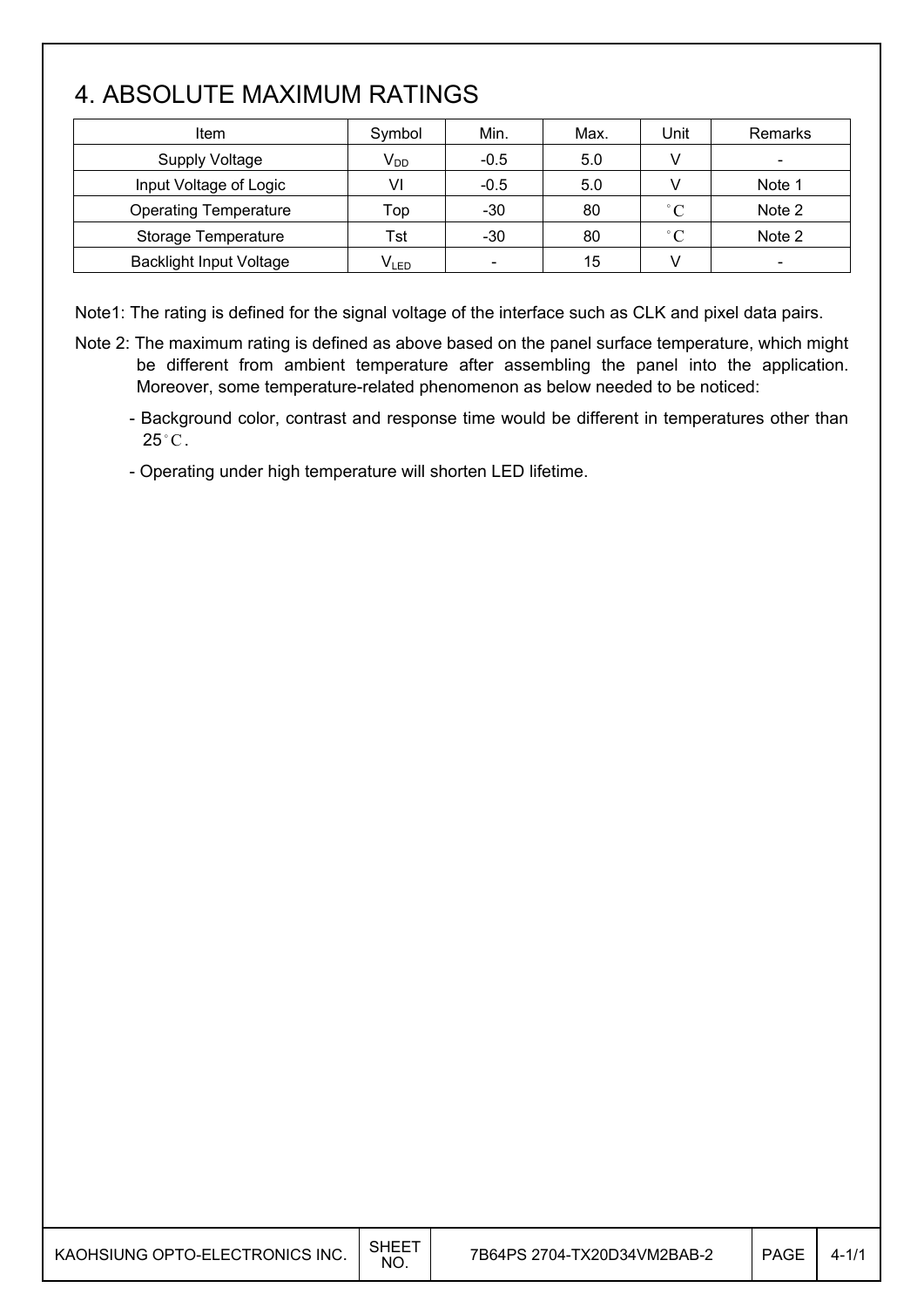# 4. ABSOLUTE MAXIMUM RATINGS

| Item | Symbol | Min. | Max. | Unit | Remarks |
|---|---|---|---|---|---|
| Supply Voltage | $V_{DD}$ | -0.5 | 5.0 | V | - |
| Input Voltage of Logic | VI | -0.5 | 5.0 | V | Note 1 |
| Operating Temperature | Top | -30 | 80 | °C | Note 2 |
| Storage Temperature | Tst | -30 | 80 | °C | Note 2 |
| Backlight Input Voltage | $V_{LED}$ | - | 15 | V | - |

Note1: The rating is defined for the signal voltage of the interface such as CLK and pixel data pairs.

Note 2: The maximum rating is defined as above based on the panel surface temperature, which might be different from ambient temperature after assembling the panel into the application. Moreover, some temperature-related phenomenon as below needed to be noticed:

- Background color, contrast and response time would be different in temperatures other than 25°C.
- Operating under high temperature will shorten LED lifetime.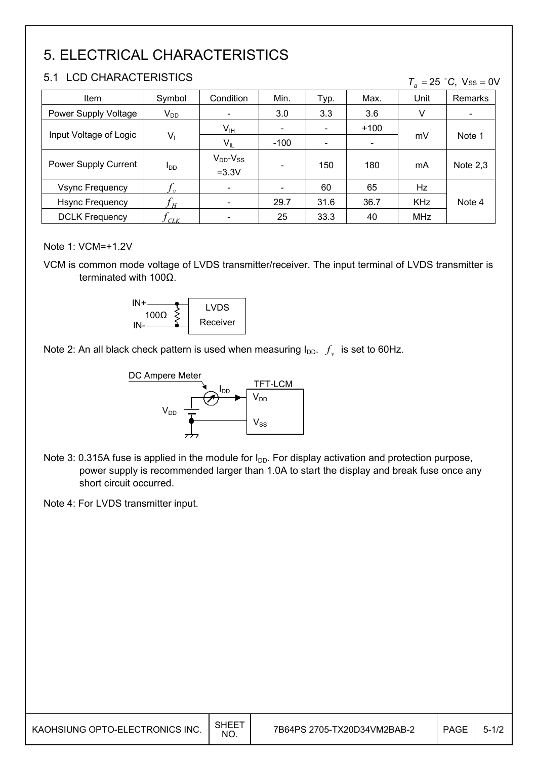# 5. ELECTRICAL CHARACTERISTICS

## 5.1 LCD CHARACTERISTICS

$T_a = 25\ ^\circ C,\ V_{SS} = 0V$

| Item | Symbol | Condition | Min. | Typ. | Max. | Unit | Remarks |
|---|---|---|---|---|---|---|---|
| Power Supply Voltage | $V_{DD}$ | - | 3.0 | 3.3 | 3.6 | V | - |
| Input Voltage of Logic | $V_I$ | $V_{IH}$ | - | - | +100 | mV | Note 1 |
| | | $V_{IL}$ | -100 | - | - | | |
| Power Supply Current | $I_{DD}$ | $V_{DD}$-$V_{SS}$ =3.3V | - | 150 | 180 | mA | Note 2,3 |
| Vsync Frequency | $f_v$ | - | - | 60 | 65 | Hz | Note 4 |
| Hsync Frequency | $f_H$ | - | 29.7 | 31.6 | 36.7 | KHz | |
| DCLK Frequency | $f_{CLK}$ | - | 25 | 33.3 | 40 | MHz | |

Note 1: VCM=+1.2V

VCM is common mode voltage of LVDS transmitter/receiver. The input terminal of LVDS transmitter is terminated with 100Ω.

Note 2: An all black check pattern is used when measuring $I_{DD}$. $f_v$ is set to 60Hz.

Note 3: 0.315A fuse is applied in the module for $I_{DD}$. For display activation and protection purpose, power supply is recommended larger than 1.0A to start the display and break fuse once any short circuit occurred.

Note 4: For LVDS transmitter input.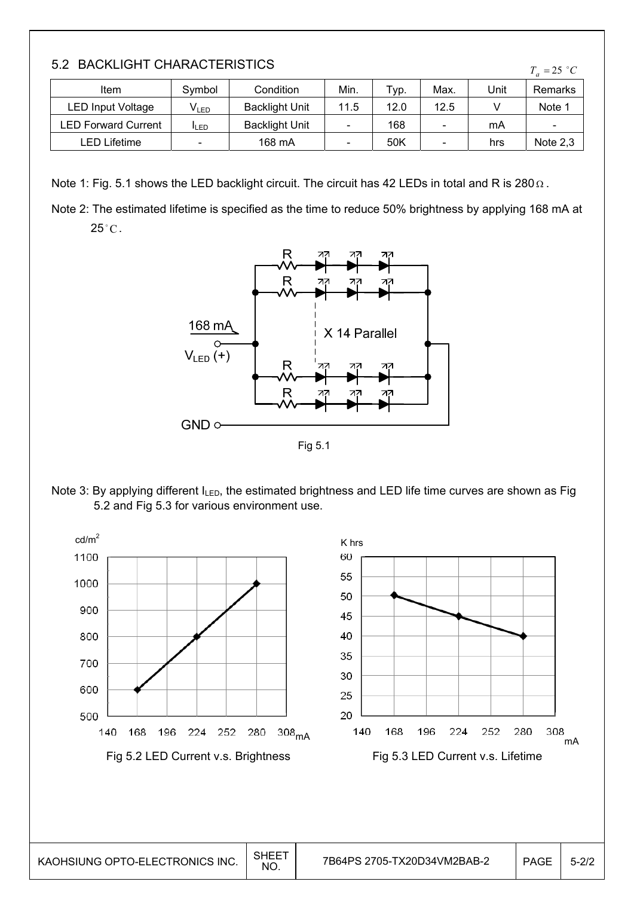## 5.2 BACKLIGHT CHARACTERISTICS

$T_a = 25\ ^\circ C$

| Item | Symbol | Condition | Min. | Typ. | Max. | Unit | Remarks |
|---|---|---|---|---|---|---|---|
| LED Input Voltage | $V_{LED}$ | Backlight Unit | 11.5 | 12.0 | 12.5 | V | Note 1 |
| LED Forward Current | $I_{LED}$ | Backlight Unit | - | 168 | - | mA | - |
| LED Lifetime | - | 168 mA | - | 50K | - | hrs | Note 2,3 |

Note 1: Fig. 5.1 shows the LED backlight circuit. The circuit has 42 LEDs in total and R is 280Ω.

Note 2: The estimated lifetime is specified as the time to reduce 50% brightness by applying 168 mA at 25°C.

Fig 5.1

Note 3: By applying different $I_{LED}$, the estimated brightness and LED life time curves are shown as Fig 5.2 and Fig 5.3 for various environment use.

Fig 5.2 LED Current v.s. Brightness

Fig 5.3 LED Current v.s. Lifetime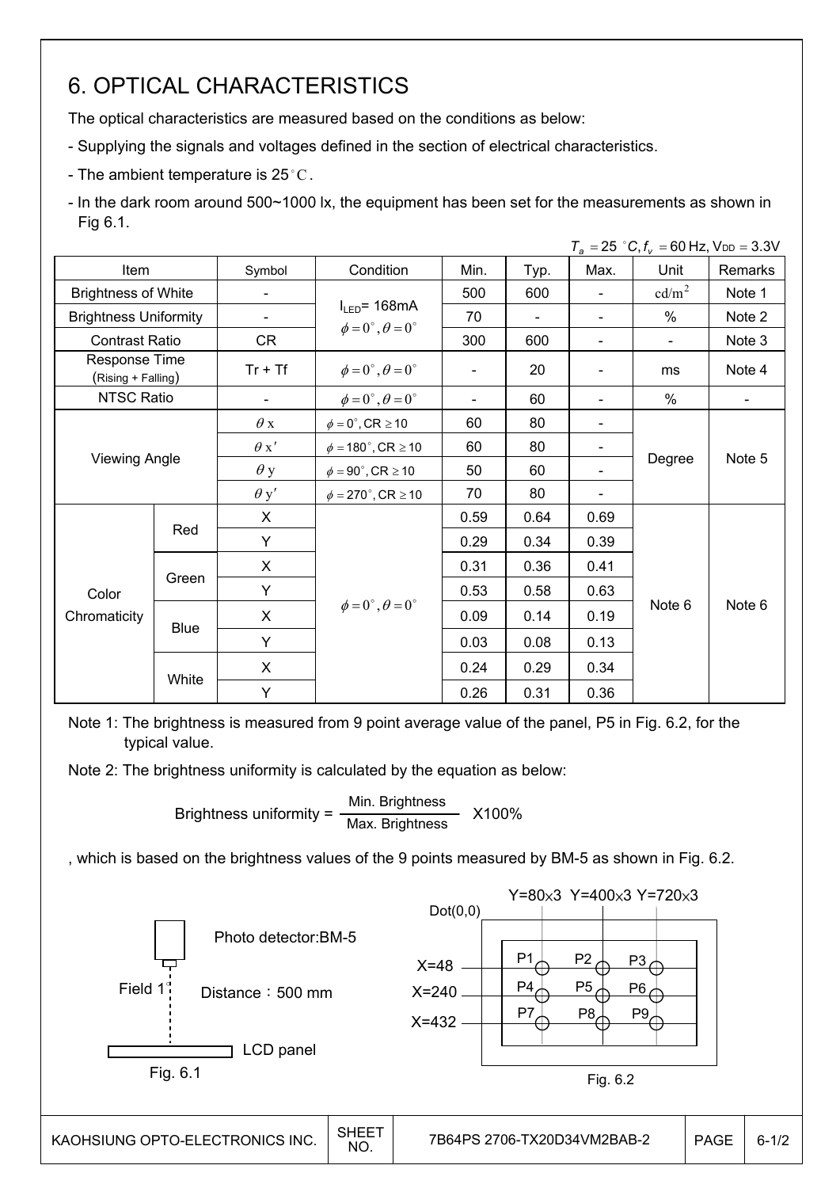# 6. OPTICAL CHARACTERISTICS

The optical characteristics are measured based on the conditions as below:

- Supplying the signals and voltages defined in the section of electrical characteristics.
- The ambient temperature is 25°C.
- In the dark room around 500~1000 lx, the equipment has been set for the measurements as shown in Fig 6.1.

$T_a = 25\ ^\circ C, f_v = 60$ Hz, $V_{DD} = 3.3$V

| Item | | Symbol | Condition | Min. | Typ. | Max. | Unit | Remarks |
|---|---|---|---|---|---|---|---|---|
| Brightness of White | | - | $I_{LED}$= 168mA $\phi = 0^\circ, \theta = 0^\circ$ | 500 | 600 | - | cd/m$^2$ | Note 1 |
| Brightness Uniformity | | - | | 70 | - | - | % | Note 2 |
| Contrast Ratio | | CR | | 300 | 600 | - | - | Note 3 |
| Response Time (Rising + Falling) | | Tr + Tf | $\phi = 0^\circ, \theta = 0^\circ$ | - | 20 | - | ms | Note 4 |
| NTSC Ratio | | - | $\phi = 0^\circ, \theta = 0^\circ$ | - | 60 | - | % | - |
| Viewing Angle | | $\theta$x | $\phi = 0^\circ$, CR ≥ 10 | 60 | 80 | - | Degree | Note 5 |
| | | $\theta$x' | $\phi = 180^\circ$, CR ≥ 10 | 60 | 80 | - | | |
| | | $\theta$y | $\phi = 90^\circ$, CR ≥ 10 | 50 | 60 | - | | |
| | | $\theta$y' | $\phi = 270^\circ$, CR ≥ 10 | 70 | 80 | - | | |
| Color Chromaticity | Red | X | $\phi = 0^\circ, \theta = 0^\circ$ | 0.59 | 0.64 | 0.69 | Note 6 | Note 6 |
| | | Y | | 0.29 | 0.34 | 0.39 | | |
| | Green | X | | 0.31 | 0.36 | 0.41 | | |
| | | Y | | 0.53 | 0.58 | 0.63 | | |
| | Blue | X | | 0.09 | 0.14 | 0.19 | | |
| | | Y | | 0.03 | 0.08 | 0.13 | | |
| | White | X | | 0.24 | 0.29 | 0.34 | | |
| | | Y | | 0.26 | 0.31 | 0.36 | | |

Note 1: The brightness is measured from 9 point average value of the panel, P5 in Fig. 6.2, for the typical value.

Note 2: The brightness uniformity is calculated by the equation as below:

$$\text{Brightness uniformity} = \frac{\text{Min. Brightness}}{\text{Max. Brightness}} \times 100\%$$

, which is based on the brightness values of the 9 points measured by BM-5 as shown in Fig. 6.2.

Photo detector:BM-5

Field 1°

Distance：500 mm

LCD panel

Fig. 6.1

Dot(0,0)

Y=80×3 Y=400×3 Y=720×3

X=48 X=240 X=432

P1 P2 P3 P4 P5 P6 P7 P8 P9

Fig. 6.2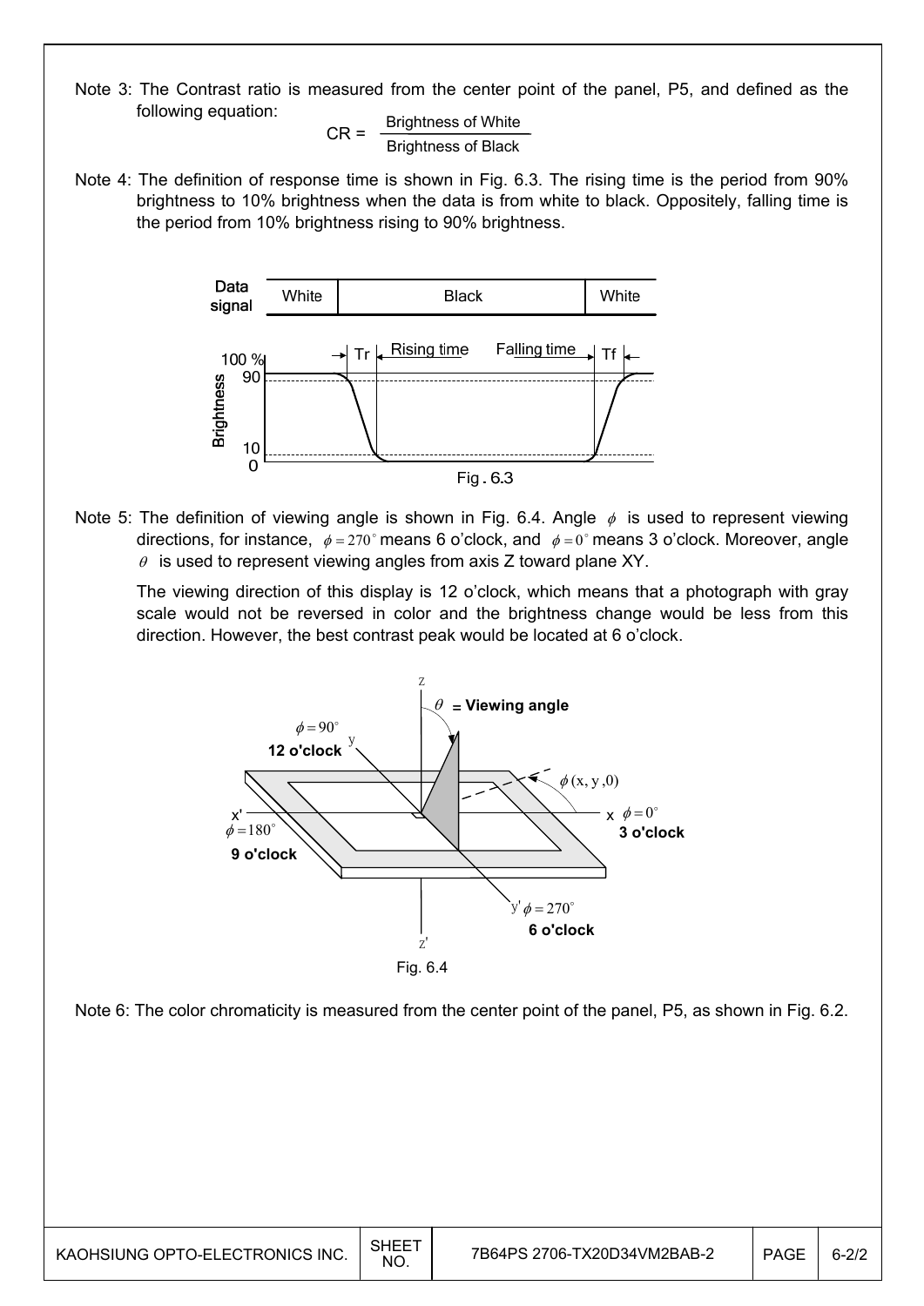Note 3: The Contrast ratio is measured from the center point of the panel, P5, and defined as the following equation:

$$CR = \frac{\text{Brightness of White}}{\text{Brightness of Black}}$$

Note 4: The definition of response time is shown in Fig. 6.3. The rising time is the period from 90% brightness to 10% brightness when the data is from white to black. Oppositely, falling time is the period from 10% brightness rising to 90% brightness.

Fig. 6.3

Note 5: The definition of viewing angle is shown in Fig. 6.4. Angle $\phi$ is used to represent viewing directions, for instance, $\phi = 270^\circ$ means 6 o'clock, and $\phi = 0^\circ$ means 3 o'clock. Moreover, angle $\theta$ is used to represent viewing angles from axis Z toward plane XY.

The viewing direction of this display is 12 o'clock, which means that a photograph with gray scale would not be reversed in color and the brightness change would be less from this direction. However, the best contrast peak would be located at 6 o'clock.

Fig. 6.4

Note 6: The color chromaticity is measured from the center point of the panel, P5, as shown in Fig. 6.2.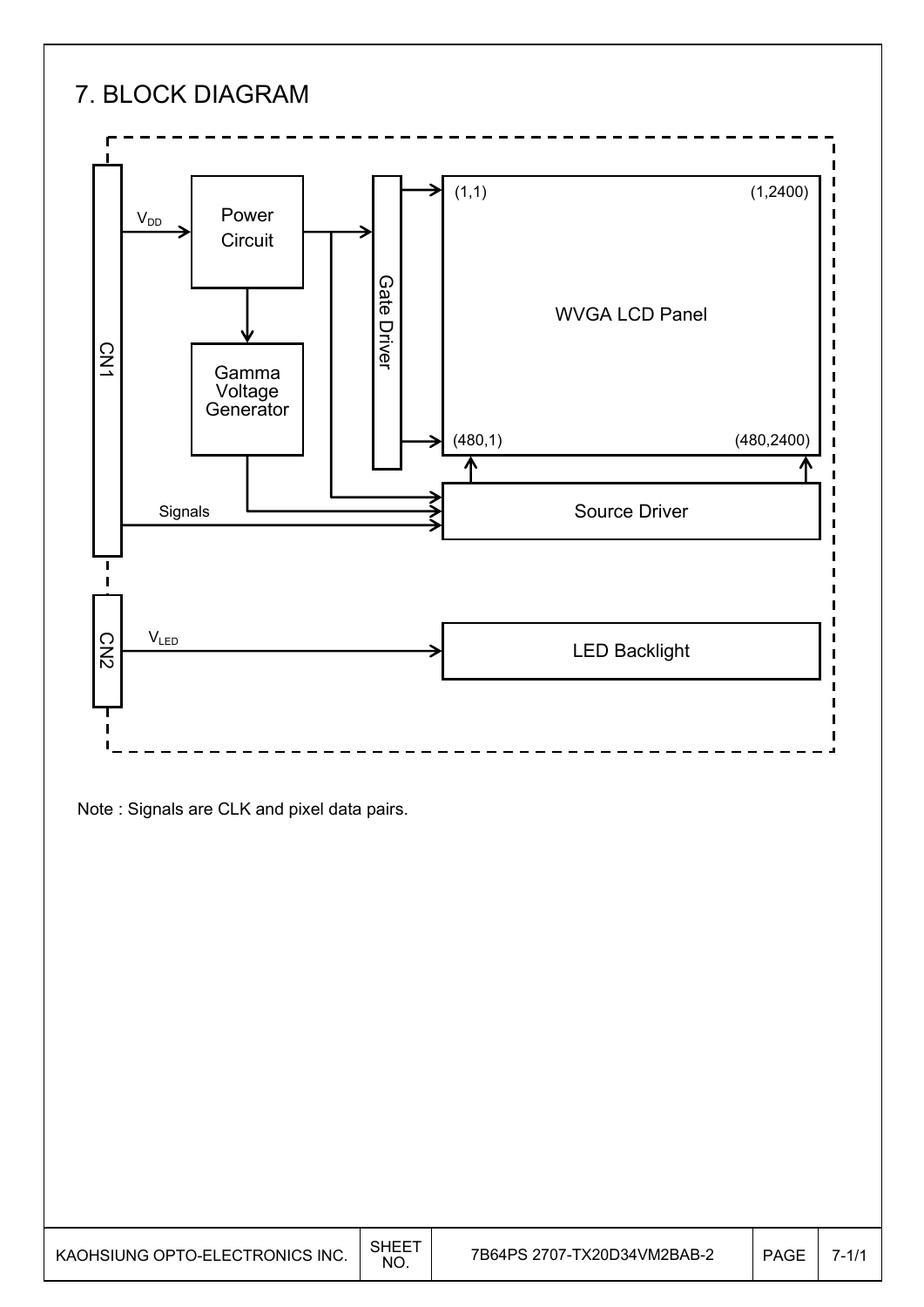# 7. BLOCK DIAGRAM

Note : Signals are CLK and pixel data pairs.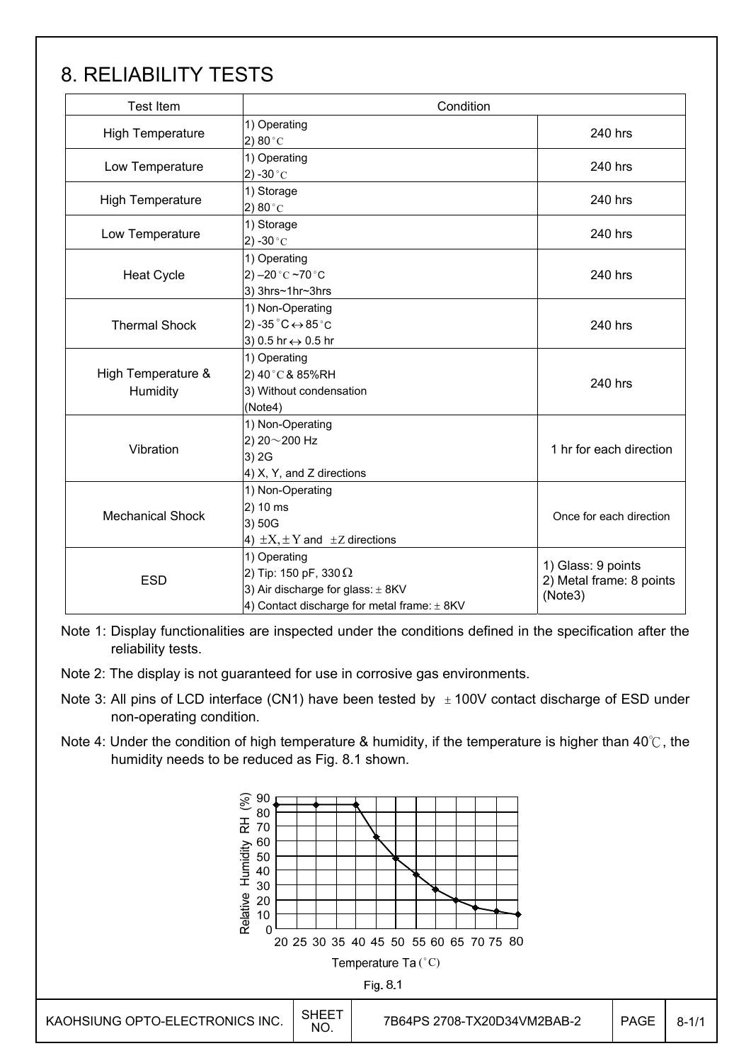# 8. RELIABILITY TESTS

| Test Item | Condition | |
|---|---|---|
| High Temperature | 1) Operating<br>2) 80 °C | 240 hrs |
| Low Temperature | 1) Operating<br>2) -30 °C | 240 hrs |
| High Temperature | 1) Storage<br>2) 80 °C | 240 hrs |
| Low Temperature | 1) Storage<br>2) -30 °C | 240 hrs |
| Heat Cycle | 1) Operating<br>2) –20 °C ~70 °C<br>3) 3hrs~1hr~3hrs | 240 hrs |
| Thermal Shock | 1) Non-Operating<br>2) -35 °C ↔ 85 °C<br>3) 0.5 hr ↔ 0.5 hr | 240 hrs |
| High Temperature & Humidity | 1) Operating<br>2) 40 °C & 85%RH<br>3) Without condensation<br>(Note4) | 240 hrs |
| Vibration | 1) Non-Operating<br>2) 20～200 Hz<br>3) 2G<br>4) X, Y, and Z directions | 1 hr for each direction |
| Mechanical Shock | 1) Non-Operating<br>2) 10 ms<br>3) 50G<br>4) ±X, ± Y and ±Z directions | Once for each direction |
| ESD | 1) Operating<br>2) Tip: 150 pF, 330 Ω<br>3) Air discharge for glass: ± 8KV<br>4) Contact discharge for metal frame: ± 8KV | 1) Glass: 9 points<br>2) Metal frame: 8 points<br>(Note3) |

Note 1: Display functionalities are inspected under the conditions defined in the specification after the reliability tests.

Note 2: The display is not guaranteed for use in corrosive gas environments.

Note 3: All pins of LCD interface (CN1) have been tested by ± 100V contact discharge of ESD under non-operating condition.

Note 4: Under the condition of high temperature & humidity, if the temperature is higher than 40℃, the humidity needs to be reduced as Fig. 8.1 shown.

Fig. 8.1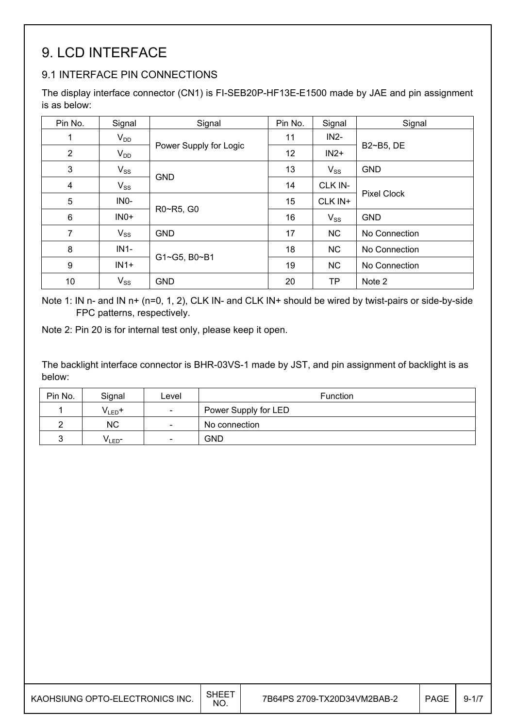// 9. LCD INTERFACE

## 9.1 INTERFACE PIN CONNECTIONS

The display interface connector (CN1) is FI-SEB20P-HF13E-E1500 made by JAE and pin assignment is as below:

| Pin No. | Signal | Signal | Pin No. | Signal | Signal |
|---|---|---|---|---|---|
| 1 | $V_{DD}$ | Power Supply for Logic | 11 | IN2- | B2~B5, DE |
| 2 | $V_{DD}$ | | 12 | IN2+ | |
| 3 | $V_{SS}$ | GND | 13 | $V_{SS}$ | GND |
| 4 | $V_{SS}$ | | 14 | CLK IN- | Pixel Clock |
| 5 | IN0- | R0~R5, G0 | 15 | CLK IN+ | |
| 6 | IN0+ | | 16 | $V_{SS}$ | GND |
| 7 | $V_{SS}$ | GND | 17 | NC | No Connection |
| 8 | IN1- | G1~G5, B0~B1 | 18 | NC | No Connection |
| 9 | IN1+ | | 19 | NC | No Connection |
| 10 | $V_{SS}$ | GND | 20 | TP | Note 2 |

Note 1: IN n- and IN n+ (n=0, 1, 2), CLK IN- and CLK IN+ should be wired by twist-pairs or side-by-side FPC patterns, respectively.

Note 2: Pin 20 is for internal test only, please keep it open.

The backlight interface connector is BHR-03VS-1 made by JST, and pin assignment of backlight is as below:

| Pin No. | Signal | Level | Function |
|---|---|---|---|
| 1 | $V_{LED}$+ | - | Power Supply for LED |
| 2 | NC | - | No connection |
| 3 | $V_{LED}$- | - | GND |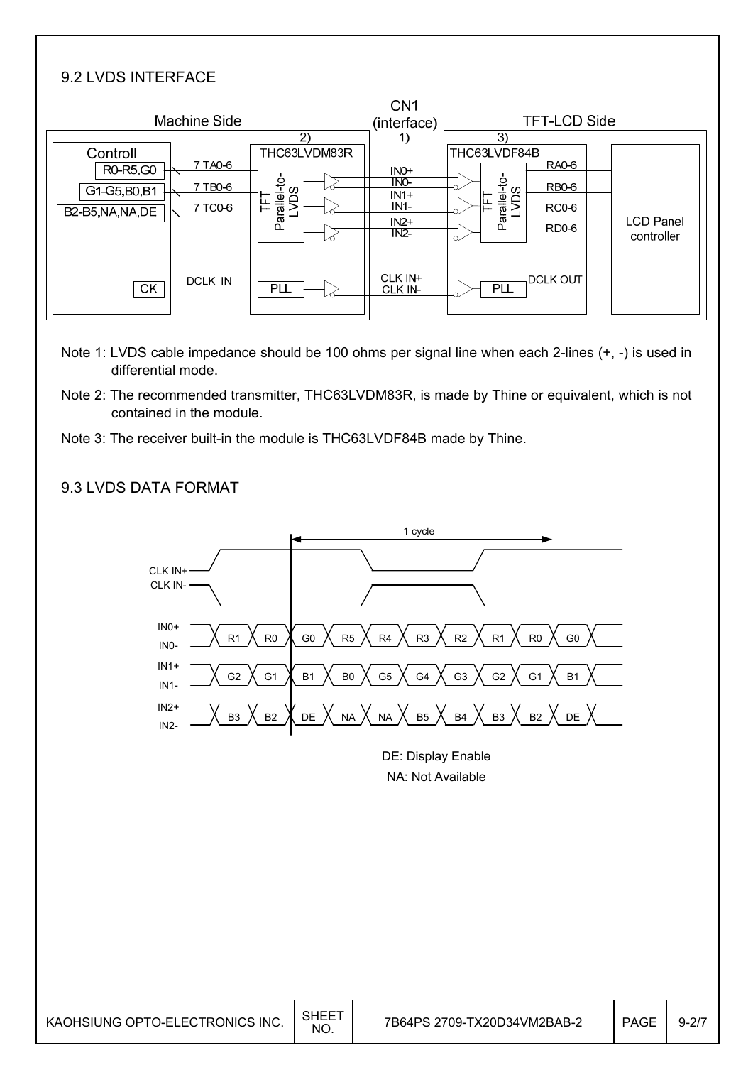## 9.2 LVDS INTERFACE

Note 1: LVDS cable impedance should be 100 ohms per signal line when each 2-lines (+, -) is used in differential mode.

Note 2: The recommended transmitter, THC63LVDM83R, is made by Thine or equivalent, which is not contained in the module.

Note 3: The receiver built-in the module is THC63LVDF84B made by Thine.

## 9.3 LVDS DATA FORMAT

DE: Display Enable

NA: Not Available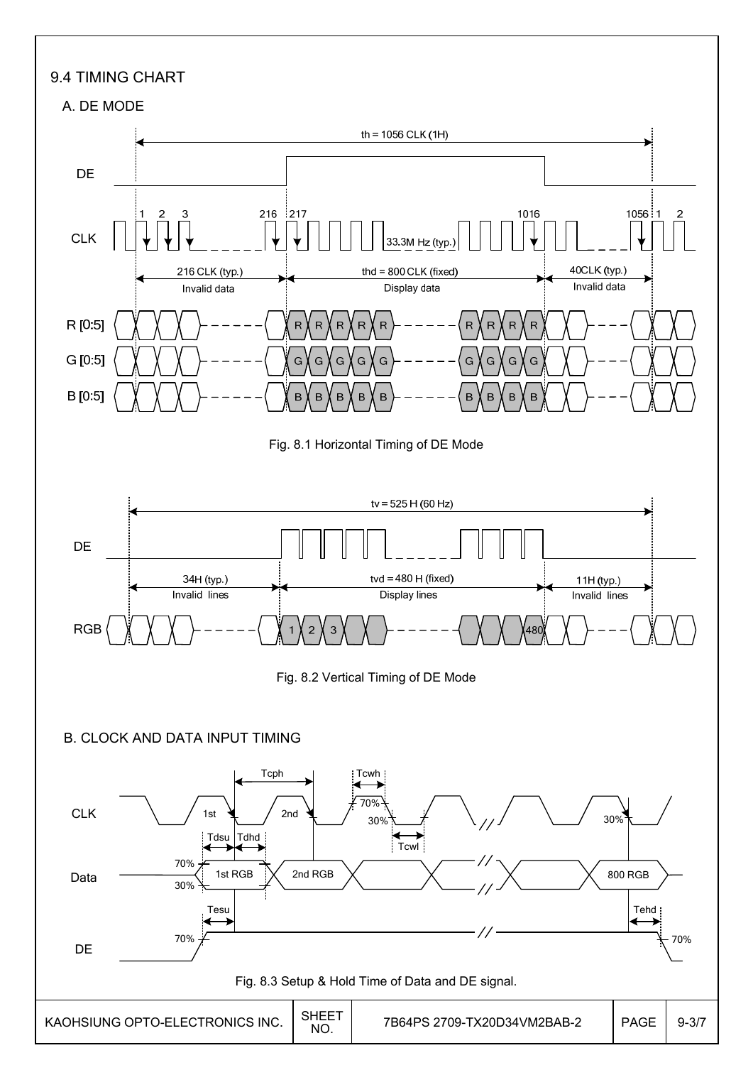## 9.4 TIMING CHART

### A. DE MODE

th = 1056 CLK (1H)

DE

CLK — 1, 2, 3, 216, 217, 1016, 1056, 1, 2 — 33.3M Hz (typ.)

216 CLK (typ.) Invalid data | thd = 800 CLK (fixed) Display data | 40CLK (typ.) Invalid data

R [0:5], G [0:5], B [0:5]

Fig. 8.1 Horizontal Timing of DE Mode

tv = 525 H (60 Hz)

DE

34H (typ.) Invalid lines | tvd = 480 H (fixed) Display lines | 11H (typ.) Invalid lines

RGB — 1, 2, 3, 480

Fig. 8.2 Vertical Timing of DE Mode

### B. CLOCK AND DATA INPUT TIMING

CLK — Tcph, Tcwh, Tcwl, 1st, 2nd, 70%, 30%

Data — Tdsu, Tdhd, 1st RGB, 2nd RGB, 800 RGB, 70%, 30%

DE — Tesu, Tehd, 70%

Fig. 8.3 Setup & Hold Time of Data and DE signal.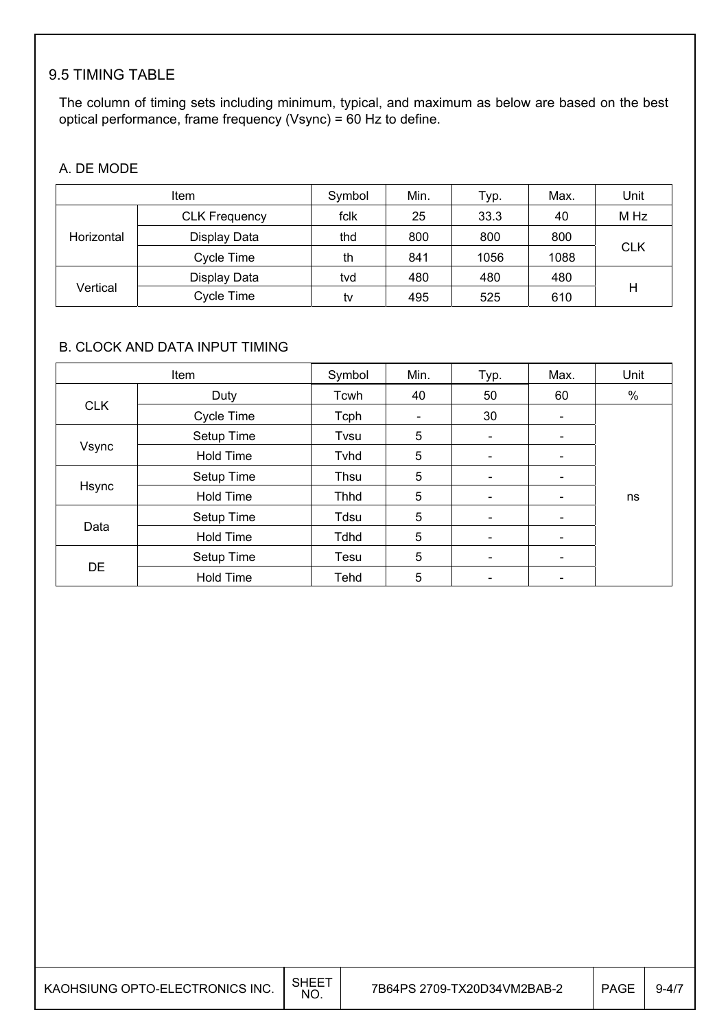## 9.5 TIMING TABLE

The column of timing sets including minimum, typical, and maximum as below are based on the best optical performance, frame frequency (Vsync) = 60 Hz to define.

### A. DE MODE

| Item | | Symbol | Min. | Typ. | Max. | Unit |
|---|---|---|---|---|---|---|
| Horizontal | CLK Frequency | fclk | 25 | 33.3 | 40 | M Hz |
| | Display Data | thd | 800 | 800 | 800 | CLK |
| | Cycle Time | th | 841 | 1056 | 1088 | |
| Vertical | Display Data | tvd | 480 | 480 | 480 | H |
| | Cycle Time | tv | 495 | 525 | 610 | |

### B. CLOCK AND DATA INPUT TIMING

| Item | | Symbol | Min. | Typ. | Max. | Unit |
|---|---|---|---|---|---|---|
| CLK | Duty | Tcwh | 40 | 50 | 60 | % |
| | Cycle Time | Tcph | - | 30 | - | ns |
| Vsync | Setup Time | Tvsu | 5 | - | - | |
| | Hold Time | Tvhd | 5 | - | - | |
| Hsync | Setup Time | Thsu | 5 | - | - | |
| | Hold Time | Thhd | 5 | - | - | |
| Data | Setup Time | Tdsu | 5 | - | - | |
| | Hold Time | Tdhd | 5 | - | - | |
| DE | Setup Time | Tesu | 5 | - | - | |
| | Hold Time | Tehd | 5 | - | - | |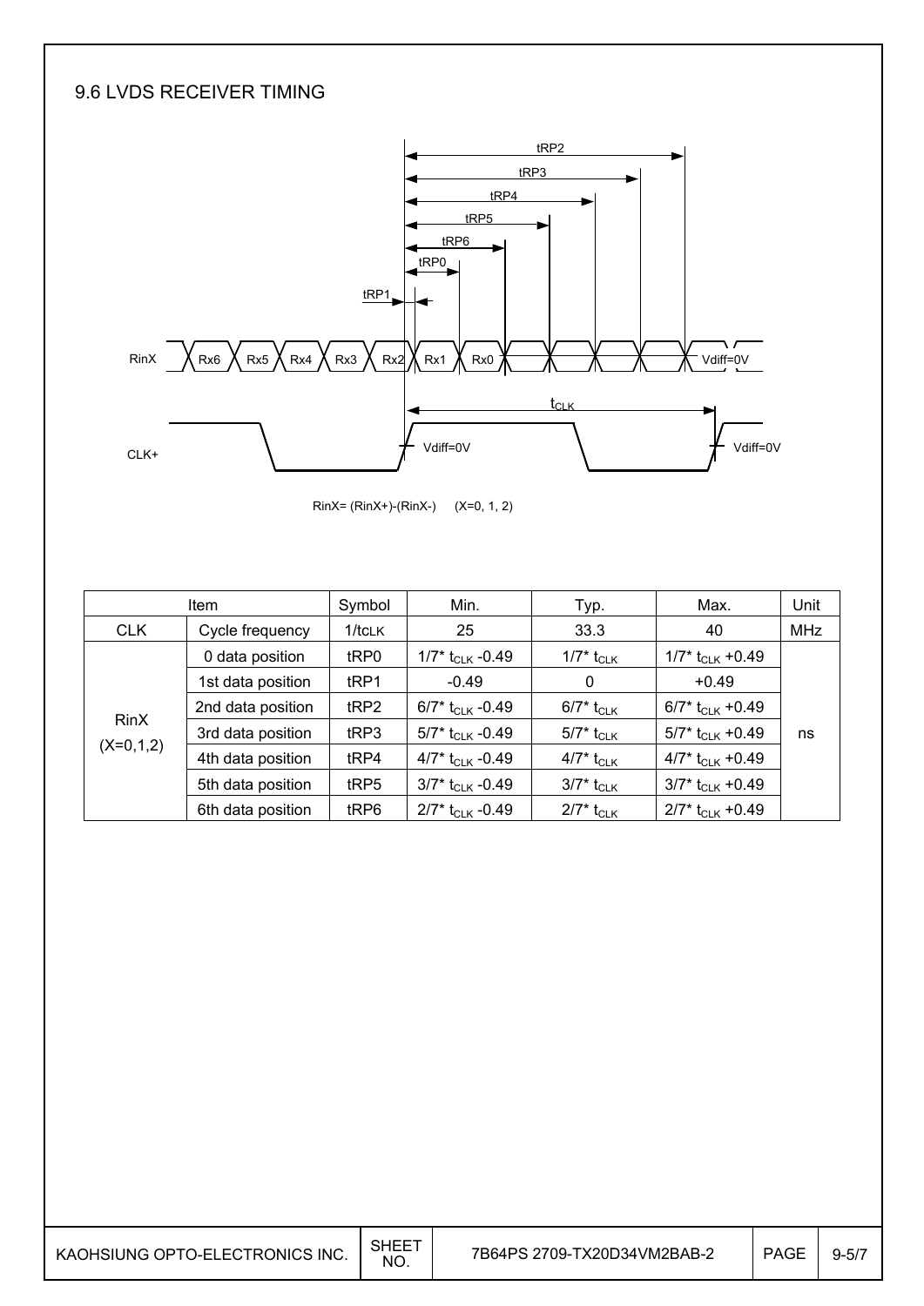## 9.6 LVDS RECEIVER TIMING

RinX= (RinX+)-(RinX-)     (X=0, 1, 2)

| Item | | Symbol | Min. | Typ. | Max. | Unit |
|---|---|---|---|---|---|---|
| CLK | Cycle frequency | $1/t_{CLK}$ | 25 | 33.3 | 40 | MHz |
| RinX (X=0,1,2) | 0 data position | tRP0 | $1/7^* t_{CLK}$ -0.49 | $1/7^* t_{CLK}$ | $1/7^* t_{CLK}$ +0.49 | ns |
| | 1st data position | tRP1 | -0.49 | 0 | +0.49 | |
| | 2nd data position | tRP2 | $6/7^* t_{CLK}$ -0.49 | $6/7^* t_{CLK}$ | $6/7^* t_{CLK}$ +0.49 | |
| | 3rd data position | tRP3 | $5/7^* t_{CLK}$ -0.49 | $5/7^* t_{CLK}$ | $5/7^* t_{CLK}$ +0.49 | |
| | 4th data position | tRP4 | $4/7^* t_{CLK}$ -0.49 | $4/7^* t_{CLK}$ | $4/7^* t_{CLK}$ +0.49 | |
| | 5th data position | tRP5 | $3/7^* t_{CLK}$ -0.49 | $3/7^* t_{CLK}$ | $3/7^* t_{CLK}$ +0.49 | |
| | 6th data position | tRP6 | $2/7^* t_{CLK}$ -0.49 | $2/7^* t_{CLK}$ | $2/7^* t_{CLK}$ +0.49 | |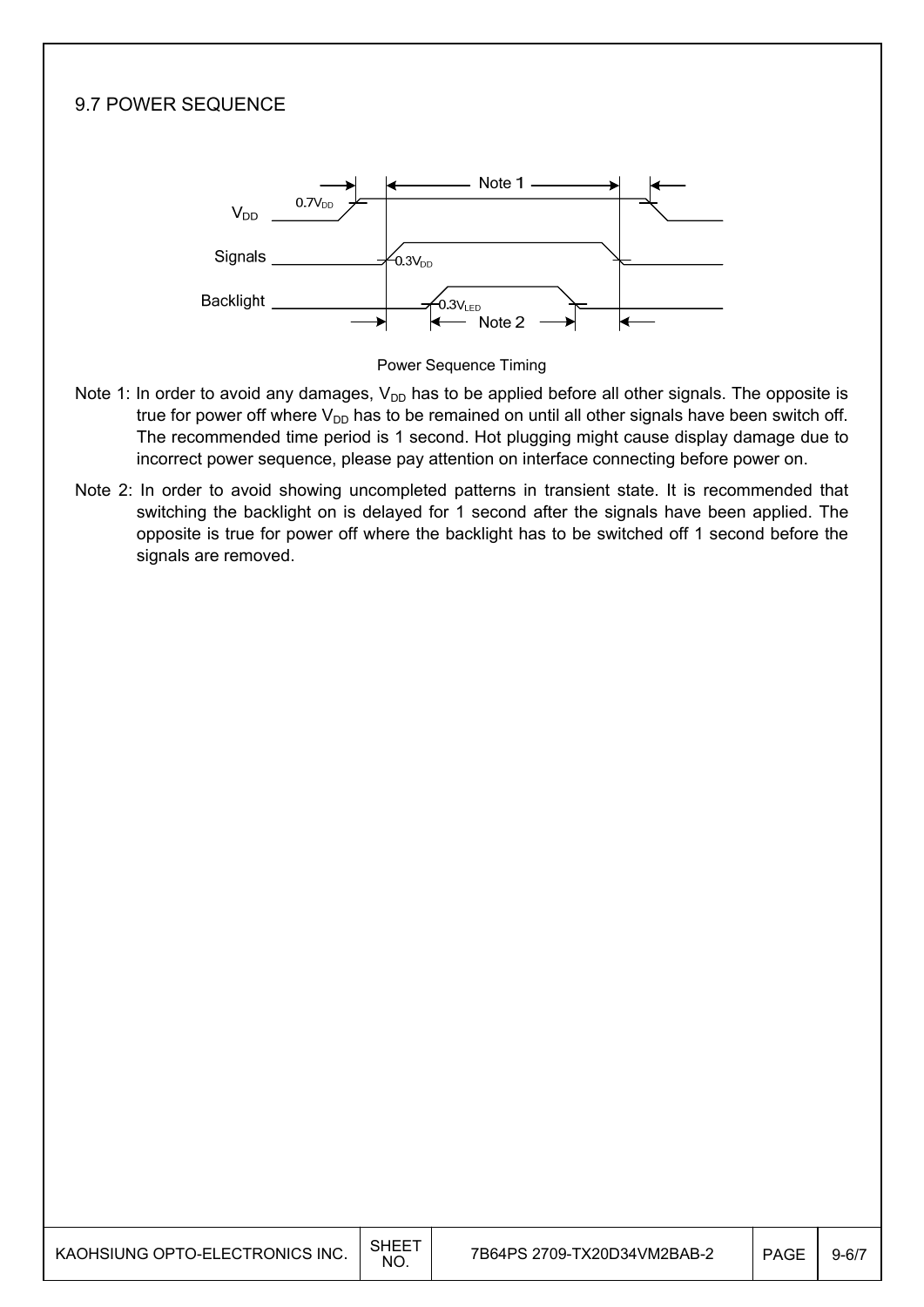## 9.7 POWER SEQUENCE

Power Sequence Timing

Note 1: In order to avoid any damages, $V_{DD}$ has to be applied before all other signals. The opposite is true for power off where $V_{DD}$ has to be remained on until all other signals have been switch off. The recommended time period is 1 second. Hot plugging might cause display damage due to incorrect power sequence, please pay attention on interface connecting before power on.

Note 2: In order to avoid showing uncompleted patterns in transient state. It is recommended that switching the backlight on is delayed for 1 second after the signals have been applied. The opposite is true for power off where the backlight has to be switched off 1 second before the signals are removed.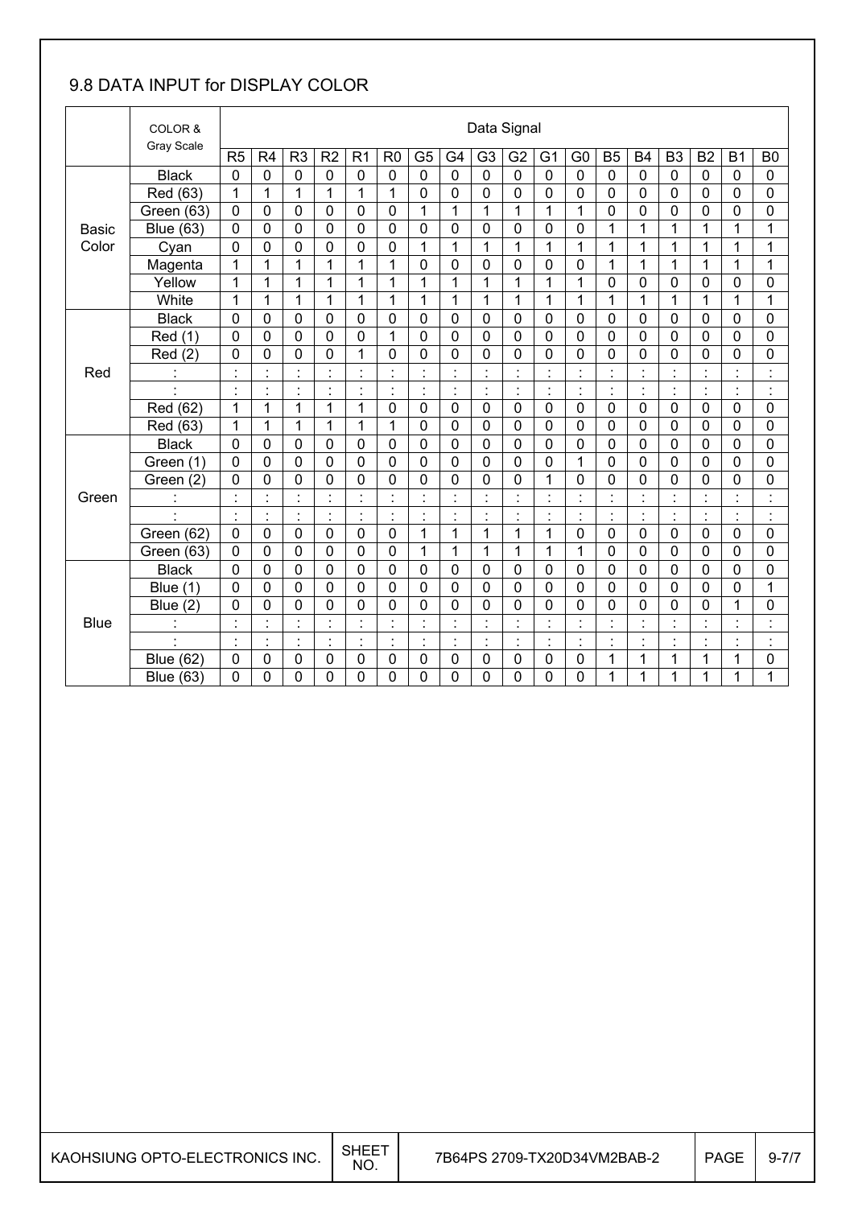## 9.8 DATA INPUT for DISPLAY COLOR

| | COLOR & Gray Scale | Data Signal | | | | | | | | | | | | | | | | | |
|---|---|---|---|---|---|---|---|---|---|---|---|---|---|---|---|---|---|---|---|
| | | R5 | R4 | R3 | R2 | R1 | R0 | G5 | G4 | G3 | G2 | G1 | G0 | B5 | B4 | B3 | B2 | B1 | B0 |
| Basic Color | Black | 0 | 0 | 0 | 0 | 0 | 0 | 0 | 0 | 0 | 0 | 0 | 0 | 0 | 0 | 0 | 0 | 0 | 0 |
| | Red (63) | 1 | 1 | 1 | 1 | 1 | 1 | 0 | 0 | 0 | 0 | 0 | 0 | 0 | 0 | 0 | 0 | 0 | 0 |
| | Green (63) | 0 | 0 | 0 | 0 | 0 | 0 | 1 | 1 | 1 | 1 | 1 | 1 | 0 | 0 | 0 | 0 | 0 | 0 |
| | Blue (63) | 0 | 0 | 0 | 0 | 0 | 0 | 0 | 0 | 0 | 0 | 0 | 0 | 1 | 1 | 1 | 1 | 1 | 1 |
| | Cyan | 0 | 0 | 0 | 0 | 0 | 0 | 1 | 1 | 1 | 1 | 1 | 1 | 1 | 1 | 1 | 1 | 1 | 1 |
| | Magenta | 1 | 1 | 1 | 1 | 1 | 1 | 0 | 0 | 0 | 0 | 0 | 0 | 1 | 1 | 1 | 1 | 1 | 1 |
| | Yellow | 1 | 1 | 1 | 1 | 1 | 1 | 1 | 1 | 1 | 1 | 1 | 1 | 0 | 0 | 0 | 0 | 0 | 0 |
| | White | 1 | 1 | 1 | 1 | 1 | 1 | 1 | 1 | 1 | 1 | 1 | 1 | 1 | 1 | 1 | 1 | 1 | 1 |
| Red | Black | 0 | 0 | 0 | 0 | 0 | 0 | 0 | 0 | 0 | 0 | 0 | 0 | 0 | 0 | 0 | 0 | 0 | 0 |
| | Red (1) | 0 | 0 | 0 | 0 | 0 | 1 | 0 | 0 | 0 | 0 | 0 | 0 | 0 | 0 | 0 | 0 | 0 | 0 |
| | Red (2) | 0 | 0 | 0 | 0 | 1 | 0 | 0 | 0 | 0 | 0 | 0 | 0 | 0 | 0 | 0 | 0 | 0 | 0 |
| | : | : | : | : | : | : | : | : | : | : | : | : | : | : | : | : | : | : | : |
| | : | : | : | : | : | : | : | : | : | : | : | : | : | : | : | : | : | : | : |
| | Red (62) | 1 | 1 | 1 | 1 | 1 | 0 | 0 | 0 | 0 | 0 | 0 | 0 | 0 | 0 | 0 | 0 | 0 | 0 |
| | Red (63) | 1 | 1 | 1 | 1 | 1 | 1 | 0 | 0 | 0 | 0 | 0 | 0 | 0 | 0 | 0 | 0 | 0 | 0 |
| Green | Black | 0 | 0 | 0 | 0 | 0 | 0 | 0 | 0 | 0 | 0 | 0 | 0 | 0 | 0 | 0 | 0 | 0 | 0 |
| | Green (1) | 0 | 0 | 0 | 0 | 0 | 0 | 0 | 0 | 0 | 0 | 0 | 1 | 0 | 0 | 0 | 0 | 0 | 0 |
| | Green (2) | 0 | 0 | 0 | 0 | 0 | 0 | 0 | 0 | 0 | 0 | 1 | 0 | 0 | 0 | 0 | 0 | 0 | 0 |
| | : | : | : | : | : | : | : | : | : | : | : | : | : | : | : | : | : | : | : |
| | : | : | : | : | : | : | : | : | : | : | : | : | : | : | : | : | : | : | : |
| | Green (62) | 0 | 0 | 0 | 0 | 0 | 0 | 1 | 1 | 1 | 1 | 1 | 0 | 0 | 0 | 0 | 0 | 0 | 0 |
| | Green (63) | 0 | 0 | 0 | 0 | 0 | 0 | 1 | 1 | 1 | 1 | 1 | 1 | 0 | 0 | 0 | 0 | 0 | 0 |
| Blue | Black | 0 | 0 | 0 | 0 | 0 | 0 | 0 | 0 | 0 | 0 | 0 | 0 | 0 | 0 | 0 | 0 | 0 | 0 |
| | Blue (1) | 0 | 0 | 0 | 0 | 0 | 0 | 0 | 0 | 0 | 0 | 0 | 0 | 0 | 0 | 0 | 0 | 0 | 1 |
| | Blue (2) | 0 | 0 | 0 | 0 | 0 | 0 | 0 | 0 | 0 | 0 | 0 | 0 | 0 | 0 | 0 | 0 | 1 | 0 |
| | : | : | : | : | : | : | : | : | : | : | : | : | : | : | : | : | : | : | : |
| | : | : | : | : | : | : | : | : | : | : | : | : | : | : | : | : | : | : | : |
| | Blue (62) | 0 | 0 | 0 | 0 | 0 | 0 | 0 | 0 | 0 | 0 | 0 | 0 | 1 | 1 | 1 | 1 | 1 | 0 |
| | Blue (63) | 0 | 0 | 0 | 0 | 0 | 0 | 0 | 0 | 0 | 0 | 0 | 0 | 1 | 1 | 1 | 1 | 1 | 1 |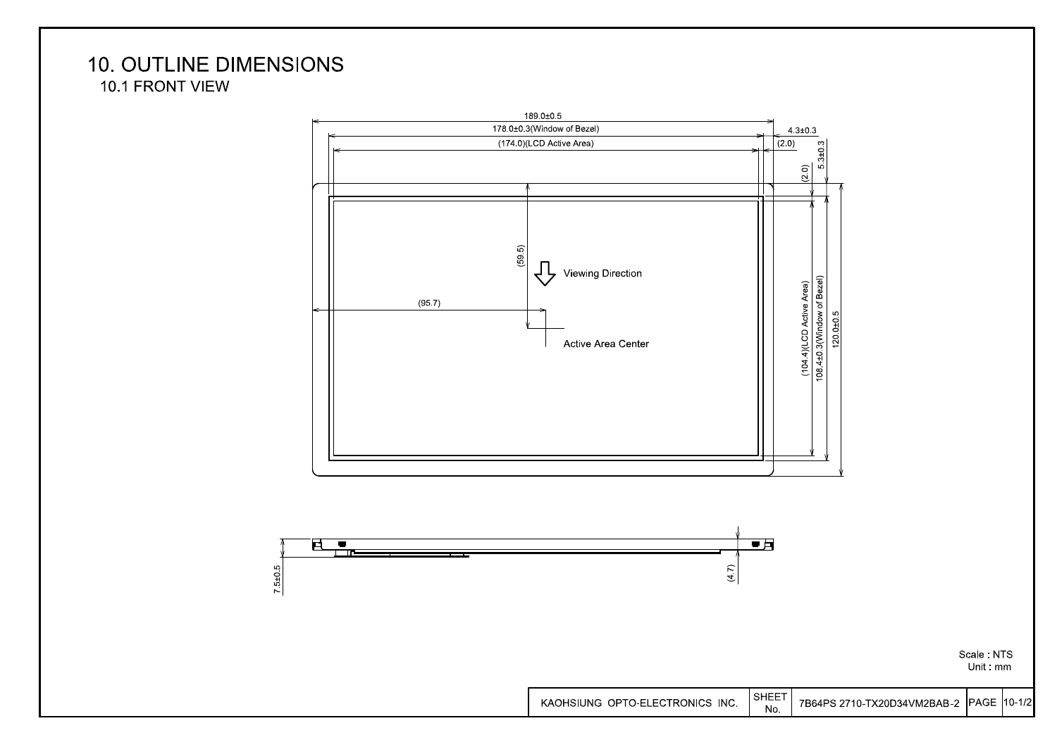# 10. OUTLINE DIMENSIONS

## 10.1 FRONT VIEW

189.0±0.5

178.0±0.3(Window of Bezel)

(174.0)(LCD Active Area)

4.3±0.3

(2.0)

(2.0)

5.3±0.3

(59.5)

Viewing Direction

(95.7)

Active Area Center

(104.4)(LCD Active Area)

108.4±0.3(Window of Bezel)

120.0±0.5

7.5±0.5

(4.7)

Scale : NTS
Unit : mm

| KAOHSIUNG OPTO-ELECTRONICS INC. | SHEET No. | 7B64PS 2710-TX20D34VM2BAB-2 | PAGE | 10-1/2 |
|---|---|---|---|---|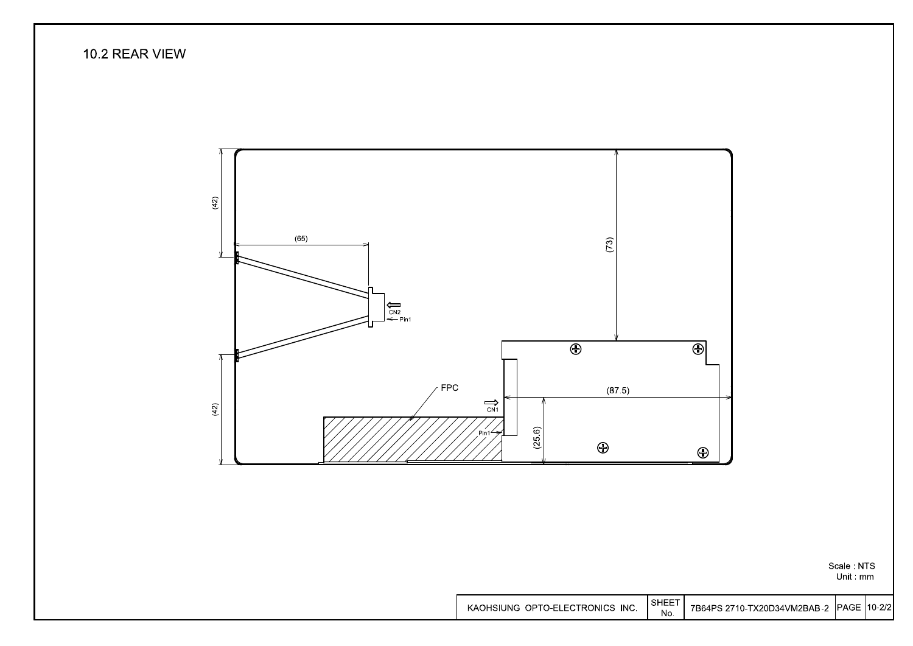## 10.2 REAR VIEW

(42)

(65)

(73)

CN2

Pin1

(42)

FPC

CN1

Pin1

(87.5)

(25.6)

Scale : NTS
Unit : mm

| KAOHSIUNG OPTO-ELECTRONICS INC. | SHEET No. | 7B64PS 2710-TX20D34VM2BAB-2 | PAGE | 10-2/2 |
|---|---|---|---|---|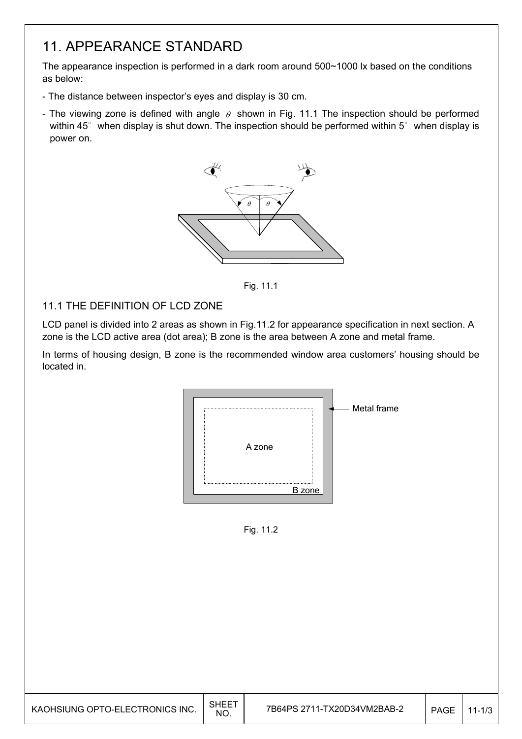# 11. APPEARANCE STANDARD

The appearance inspection is performed in a dark room around 500~1000 lx based on the conditions as below:

- The distance between inspector's eyes and display is 30 cm.
- The viewing zone is defined with angle $\theta$ shown in Fig. 11.1 The inspection should be performed within 45° when display is shut down. The inspection should be performed within 5° when display is power on.

Fig. 11.1

## 11.1 THE DEFINITION OF LCD ZONE

LCD panel is divided into 2 areas as shown in Fig.11.2 for appearance specification in next section. A zone is the LCD active area (dot area); B zone is the area between A zone and metal frame.

In terms of housing design, B zone is the recommended window area customers' housing should be located in.

Fig. 11.2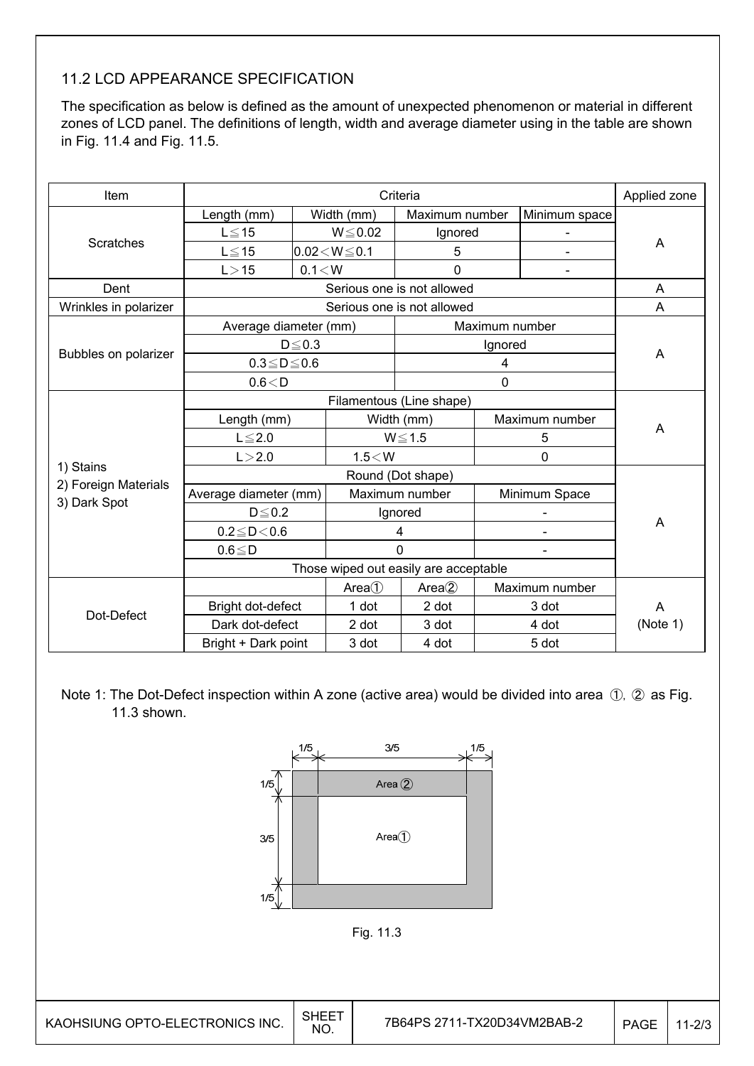## 11.2 LCD APPEARANCE SPECIFICATION

The specification as below is defined as the amount of unexpected phenomenon or material in different zones of LCD panel. The definitions of length, width and average diameter using in the table are shown in Fig. 11.4 and Fig. 11.5.

| Item | Criteria | | | | Applied zone |
|---|---|---|---|---|---|
| Scratches | Length (mm) | Width (mm) | Maximum number | Minimum space | A |
| | L≦15 | W≦0.02 | Ignored | - | |
| | L≦15 | 0.02＜W≦0.1 | 5 | - | |
| | L＞15 | 0.1＜W | 0 | - | |
| Dent | Serious one is not allowed | | | | A |
| Wrinkles in polarizer | Serious one is not allowed | | | | A |
| Bubbles on polarizer | Average diameter (mm) | | Maximum number | | A |
| | D≦0.3 | | Ignored | | |
| | 0.3≦D≦0.6 | | 4 | | |
| | 0.6＜D | | 0 | | |
| 1) Stains<br>2) Foreign Materials<br>3) Dark Spot | Filamentous (Line shape) | | | | A |
| | Length (mm) | Width (mm) | Maximum number | | |
| | L≦2.0 | W≦1.5 | 5 | | |
| | L＞2.0 | 1.5＜W | 0 | | |
| | Round (Dot shape) | | | | A |
| | Average diameter (mm) | Maximum number | Minimum Space | | |
| | D≦0.2 | Ignored | - | | |
| | 0.2≦D＜0.6 | 4 | - | | |
| | 0.6≦D | 0 | - | | |
| | Those wiped out easily are acceptable | | | | |
| Dot-Defect | | Area① | Area② | Maximum number | A (Note 1) |
| | Bright dot-defect | 1 dot | 2 dot | 3 dot | |
| | Dark dot-defect | 2 dot | 3 dot | 4 dot | |
| | Bright + Dark point | 3 dot | 4 dot | 5 dot | |

Note 1: The Dot-Defect inspection within A zone (active area) would be divided into area ①, ② as Fig. 11.3 shown.

1/5 3/5 1/5

Area ②

Area①

Fig. 11.3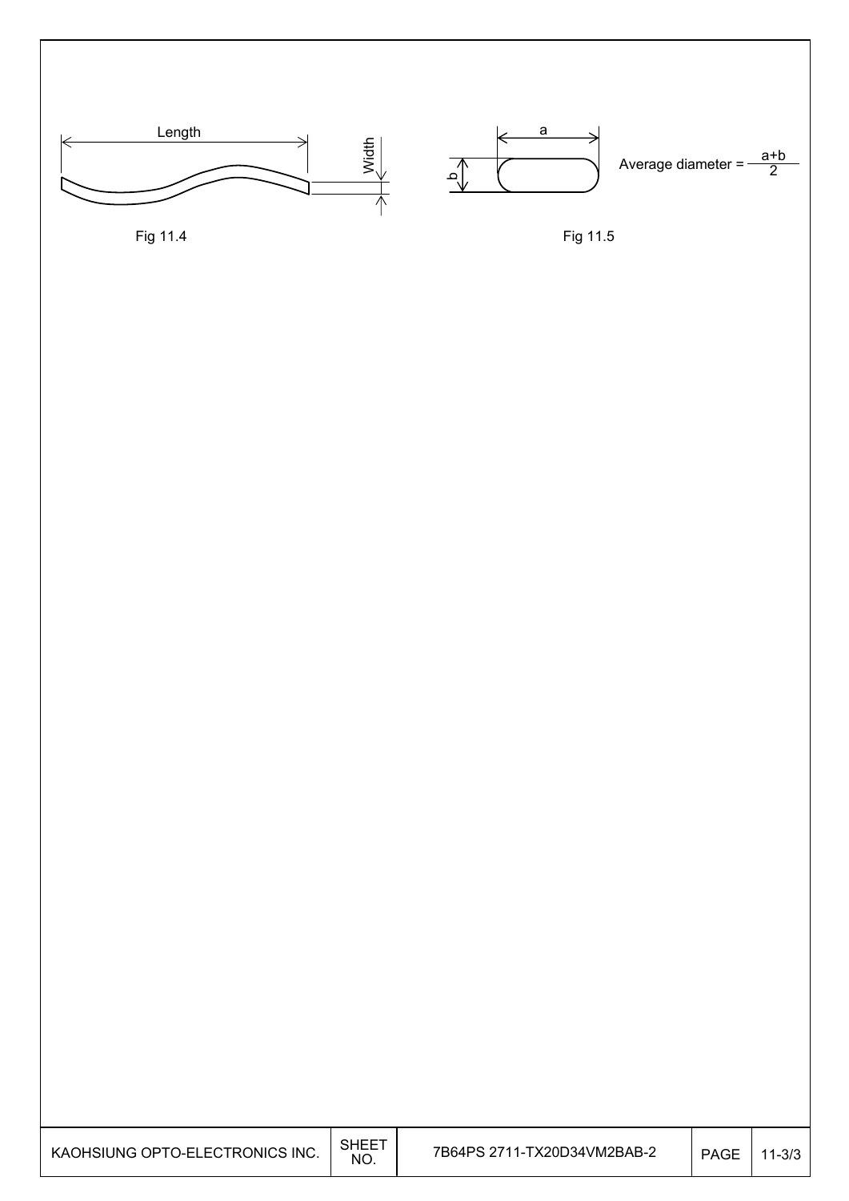Length

Width

Fig 11.4

a

b

Average diameter = $\frac{a+b}{2}$

Fig 11.5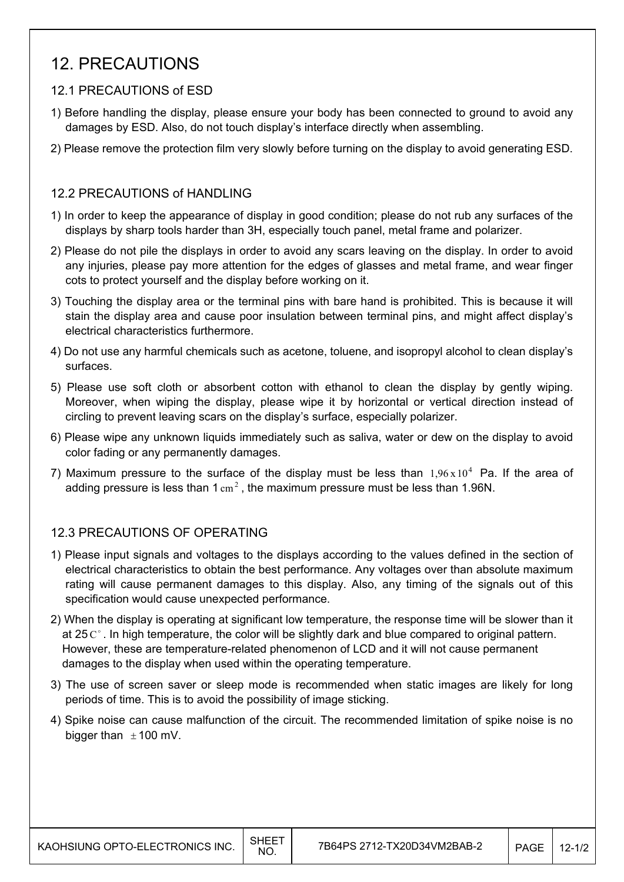# 12. PRECAUTIONS

## 12.1 PRECAUTIONS of ESD

1) Before handling the display, please ensure your body has been connected to ground to avoid any damages by ESD. Also, do not touch display's interface directly when assembling.

2) Please remove the protection film very slowly before turning on the display to avoid generating ESD.

## 12.2 PRECAUTIONS of HANDLING

1) In order to keep the appearance of display in good condition; please do not rub any surfaces of the displays by sharp tools harder than 3H, especially touch panel, metal frame and polarizer.

2) Please do not pile the displays in order to avoid any scars leaving on the display. In order to avoid any injuries, please pay more attention for the edges of glasses and metal frame, and wear finger cots to protect yourself and the display before working on it.

3) Touching the display area or the terminal pins with bare hand is prohibited. This is because it will stain the display area and cause poor insulation between terminal pins, and might affect display's electrical characteristics furthermore.

4) Do not use any harmful chemicals such as acetone, toluene, and isopropyl alcohol to clean display's surfaces.

5) Please use soft cloth or absorbent cotton with ethanol to clean the display by gently wiping. Moreover, when wiping the display, please wipe it by horizontal or vertical direction instead of circling to prevent leaving scars on the display's surface, especially polarizer.

6) Please wipe any unknown liquids immediately such as saliva, water or dew on the display to avoid color fading or any permanently damages.

7) Maximum pressure to the surface of the display must be less than $1{,}96 \times 10^4$ Pa. If the area of adding pressure is less than 1 $cm^2$, the maximum pressure must be less than 1.96N.

## 12.3 PRECAUTIONS OF OPERATING

1) Please input signals and voltages to the displays according to the values defined in the section of electrical characteristics to obtain the best performance. Any voltages over than absolute maximum rating will cause permanent damages to this display. Also, any timing of the signals out of this specification would cause unexpected performance.

2) When the display is operating at significant low temperature, the response time will be slower than it at 25$C^\circ$. In high temperature, the color will be slightly dark and blue compared to original pattern. However, these are temperature-related phenomenon of LCD and it will not cause permanent damages to the display when used within the operating temperature.

3) The use of screen saver or sleep mode is recommended when static images are likely for long periods of time. This is to avoid the possibility of image sticking.

4) Spike noise can cause malfunction of the circuit. The recommended limitation of spike noise is no bigger than $\pm$100 mV.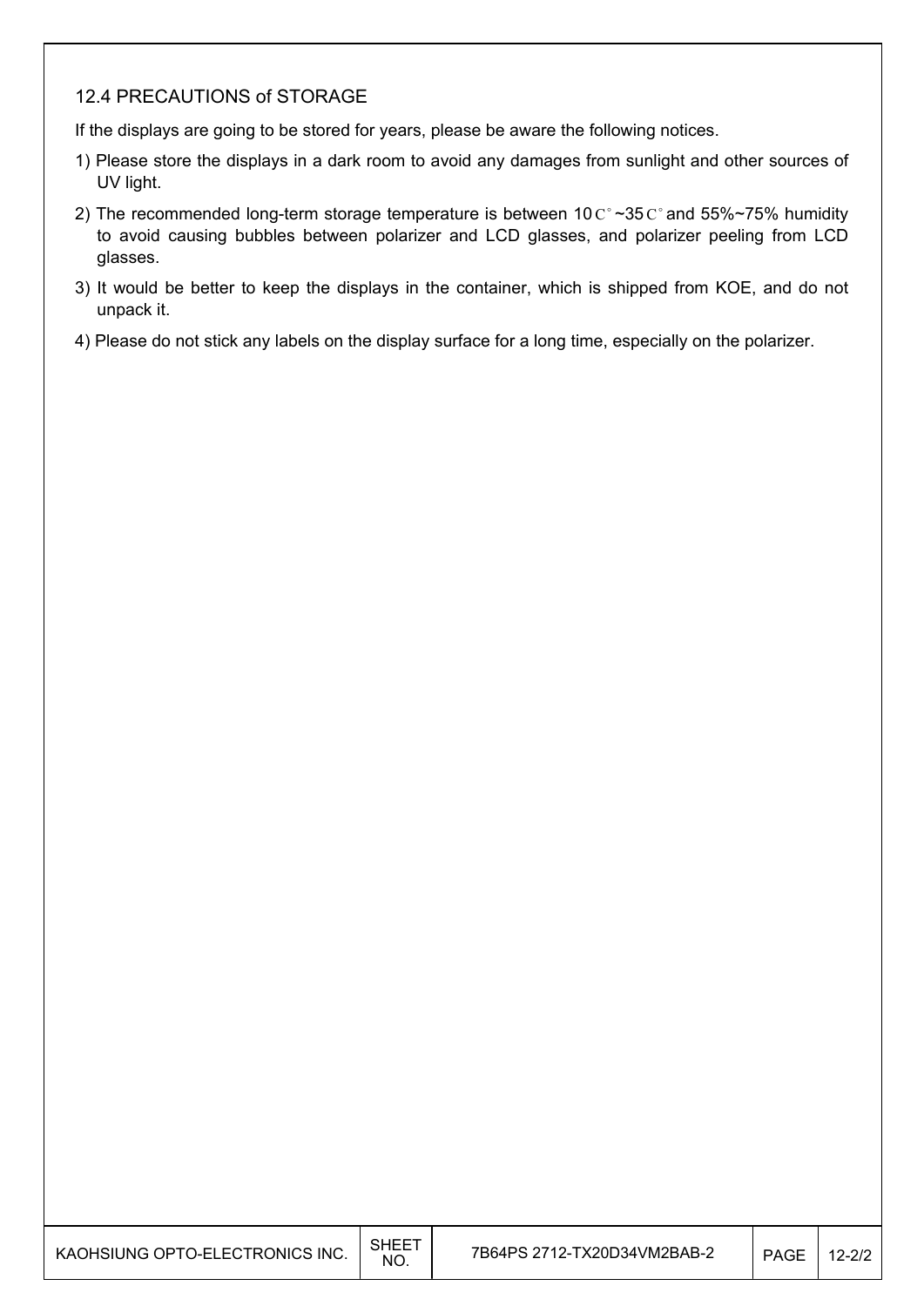### 12.4 PRECAUTIONS of STORAGE

If the displays are going to be stored for years, please be aware the following notices.

1) Please store the displays in a dark room to avoid any damages from sunlight and other sources of UV light.
2) The recommended long-term storage temperature is between 10C°~35C° and 55%~75% humidity to avoid causing bubbles between polarizer and LCD glasses, and polarizer peeling from LCD glasses.
3) It would be better to keep the displays in the container, which is shipped from KOE, and do not unpack it.
4) Please do not stick any labels on the display surface for a long time, especially on the polarizer.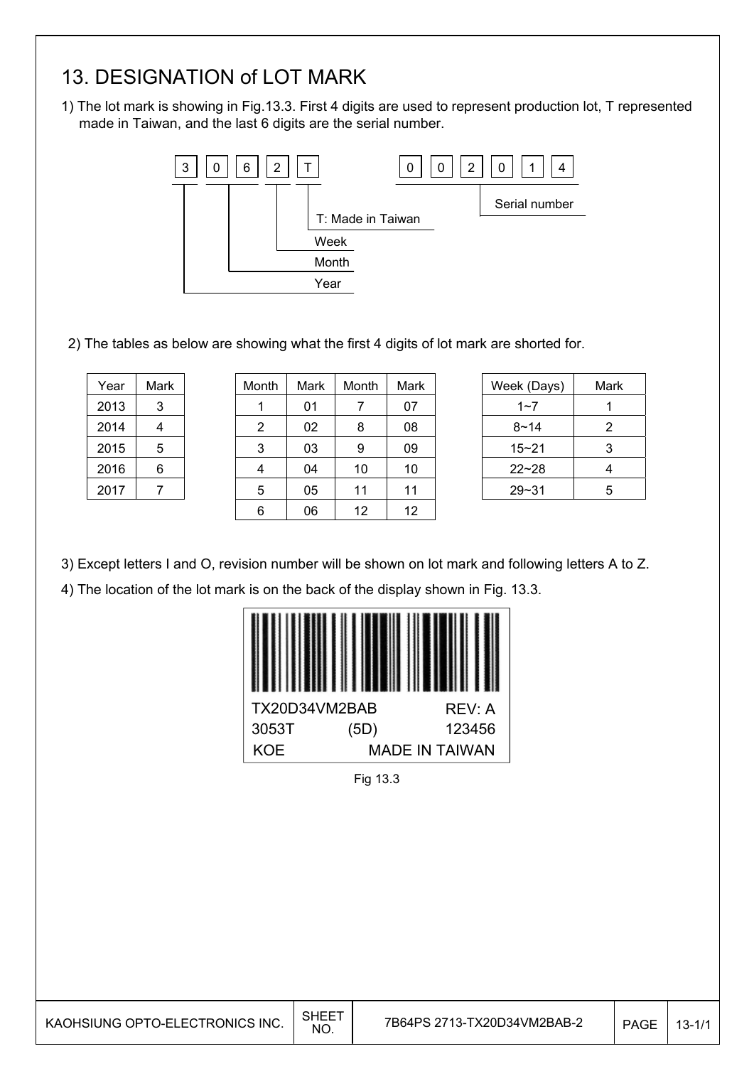# 13. DESIGNATION of LOT MARK

1) The lot mark is showing in Fig.13.3. First 4 digits are used to represent production lot, T represented made in Taiwan, and the last 6 digits are the serial number.

3 0 6 2 T 0 0 2 0 1 4

Year
Month
Week
T: Made in Taiwan
Serial number

2) The tables as below are showing what the first 4 digits of lot mark are shorted for.

| Year | Mark |
|---|---|
| 2013 | 3 |
| 2014 | 4 |
| 2015 | 5 |
| 2016 | 6 |
| 2017 | 7 |

| Month | Mark | Month | Mark |
|---|---|---|---|
| 1 | 01 | 7 | 07 |
| 2 | 02 | 8 | 08 |
| 3 | 03 | 9 | 09 |
| 4 | 04 | 10 | 10 |
| 5 | 05 | 11 | 11 |
| 6 | 06 | 12 | 12 |

| Week (Days) | Mark |
|---|---|
| 1~7 | 1 |
| 8~14 | 2 |
| 15~21 | 3 |
| 22~28 | 4 |
| 29~31 | 5 |

3) Except letters I and O, revision number will be shown on lot mark and following letters A to Z.

4) The location of the lot mark is on the back of the display shown in Fig. 13.3.

TX20D34VM2BAB REV: A
3053T (5D) 123456
KOE MADE IN TAIWAN

Fig 13.3